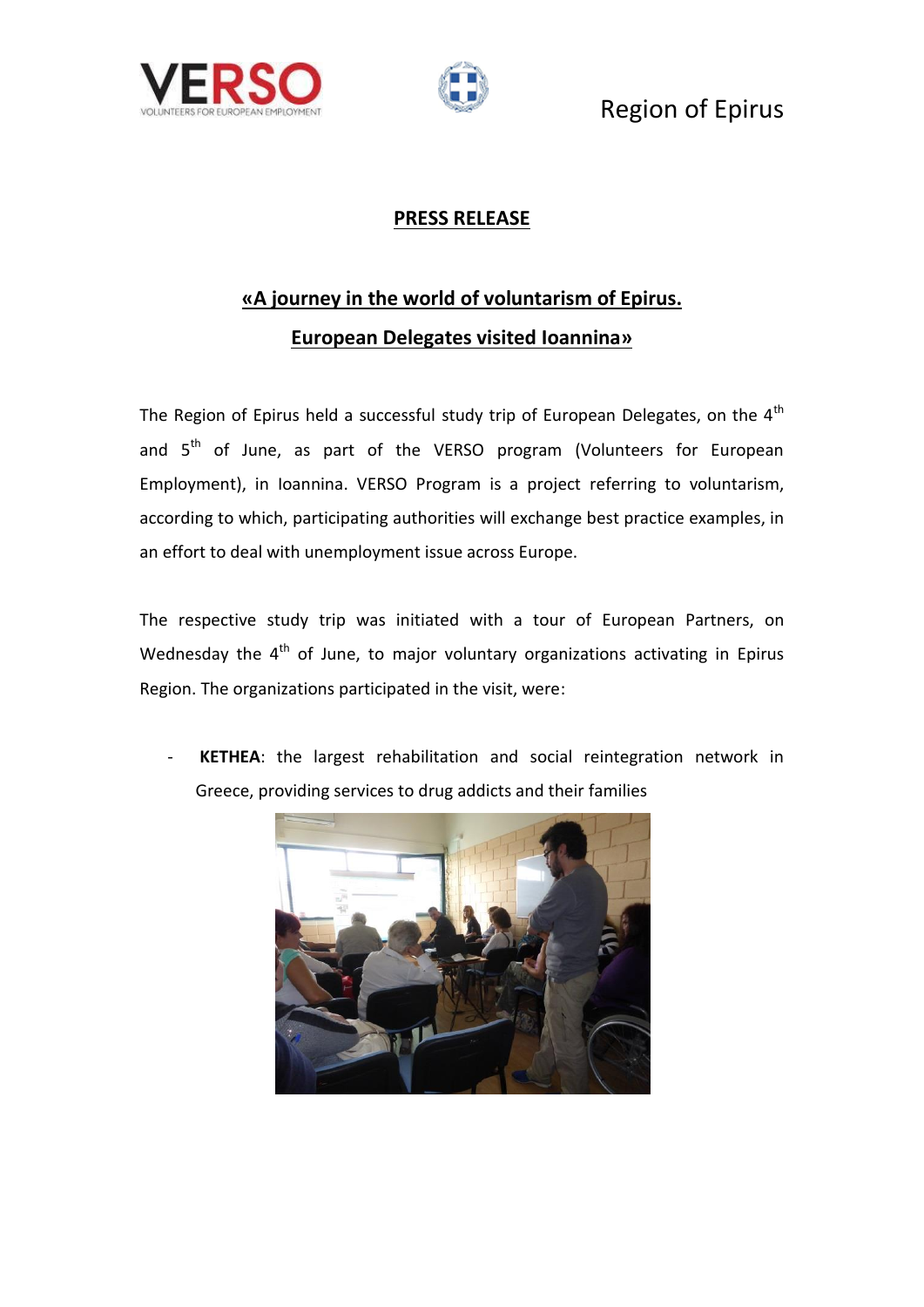Region of Epirus

## PRESS RELEASE

## «A journey in the world of voluntarism of Epirus. European Delegates visited Ioannina»

The Region of Epirus held a successful study trip of European Delegates, on the 4th and 5th of June, as part of the VERSO program (Volunteers for European Employment), in Ioannina. VERSO Program is a project referring to voluntarism, according to which, participating authorities will exchange best practice examples, in an effort to deal with unemployment issue across Europe.

The respective study trip was initiated with a tour of European Partners, on Wednesday the 4th of June, to major voluntary organizations activating in Epirus Region. The organizations participated in the visit, were:

- **KETHEA**: the largest rehabilitation and social reintegration network in Greece, providing services to drug addicts and their families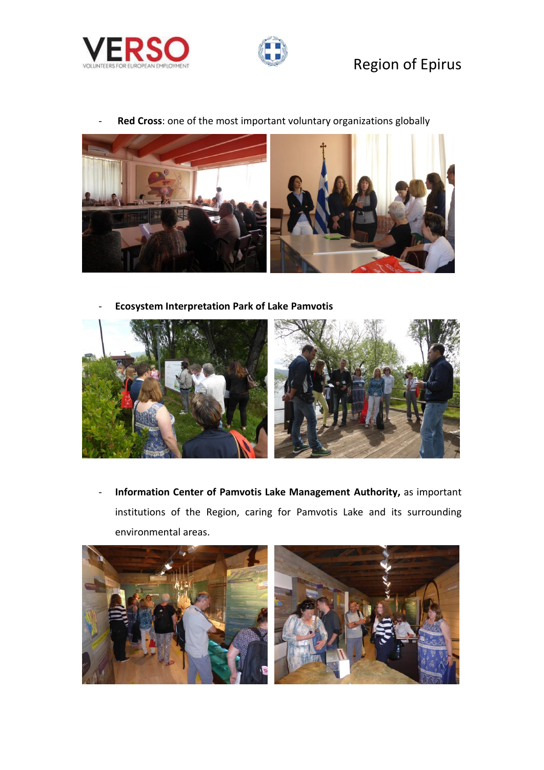- **Red Cross**: one of the most important voluntary organizations globally

- **Ecosystem Interpretation Park of Lake Pamvotis**

- **Information Center of Pamvotis Lake Management Authority,** as important institutions of the Region, caring for Pamvotis Lake and its surrounding environmental areas.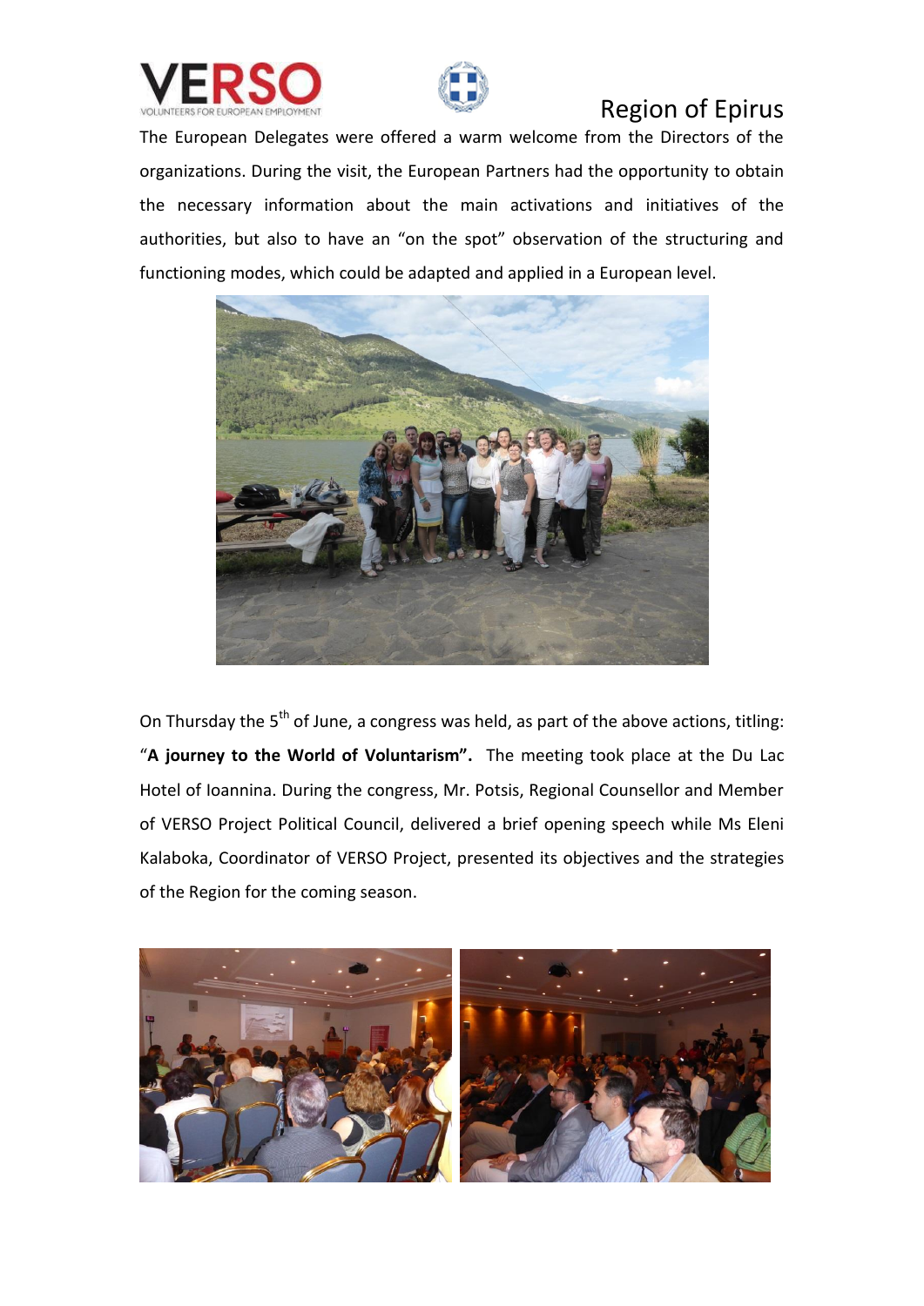The European Delegates were offered a warm welcome from the Directors of the organizations. During the visit, the European Partners had the opportunity to obtain the necessary information about the main activations and initiatives of the authorities, but also to have an "on the spot" observation of the structuring and functioning modes, which could be adapted and applied in a European level.

On Thursday the 5th of June, a congress was held, as part of the above actions, titling: "**A journey to the World of Voluntarism".** The meeting took place at the Du Lac Hotel of Ioannina. During the congress, Mr. Potsis, Regional Counsellor and Member of VERSO Project Political Council, delivered a brief opening speech while Ms Eleni Kalaboka, Coordinator of VERSO Project, presented its objectives and the strategies of the Region for the coming season.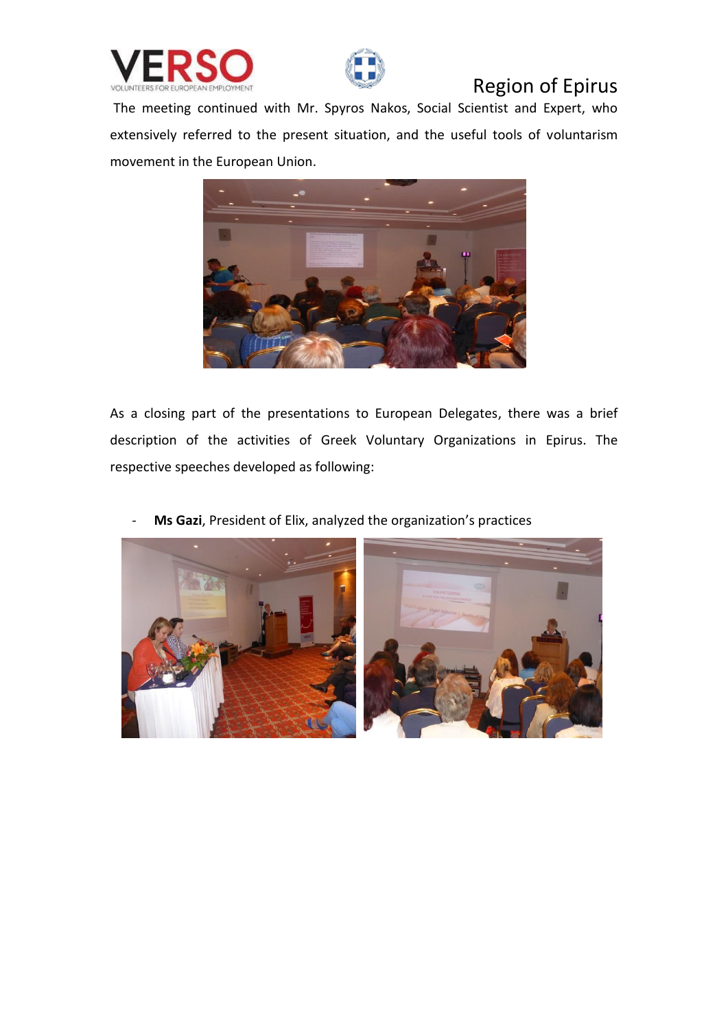The meeting continued with Mr. Spyros Nakos, Social Scientist and Expert, who extensively referred to the present situation, and the useful tools of voluntarism movement in the European Union.

As a closing part of the presentations to European Delegates, there was a brief description of the activities of Greek Voluntary Organizations in Epirus. The respective speeches developed as following:

- **Ms Gazi**, President of Elix, analyzed the organization's practices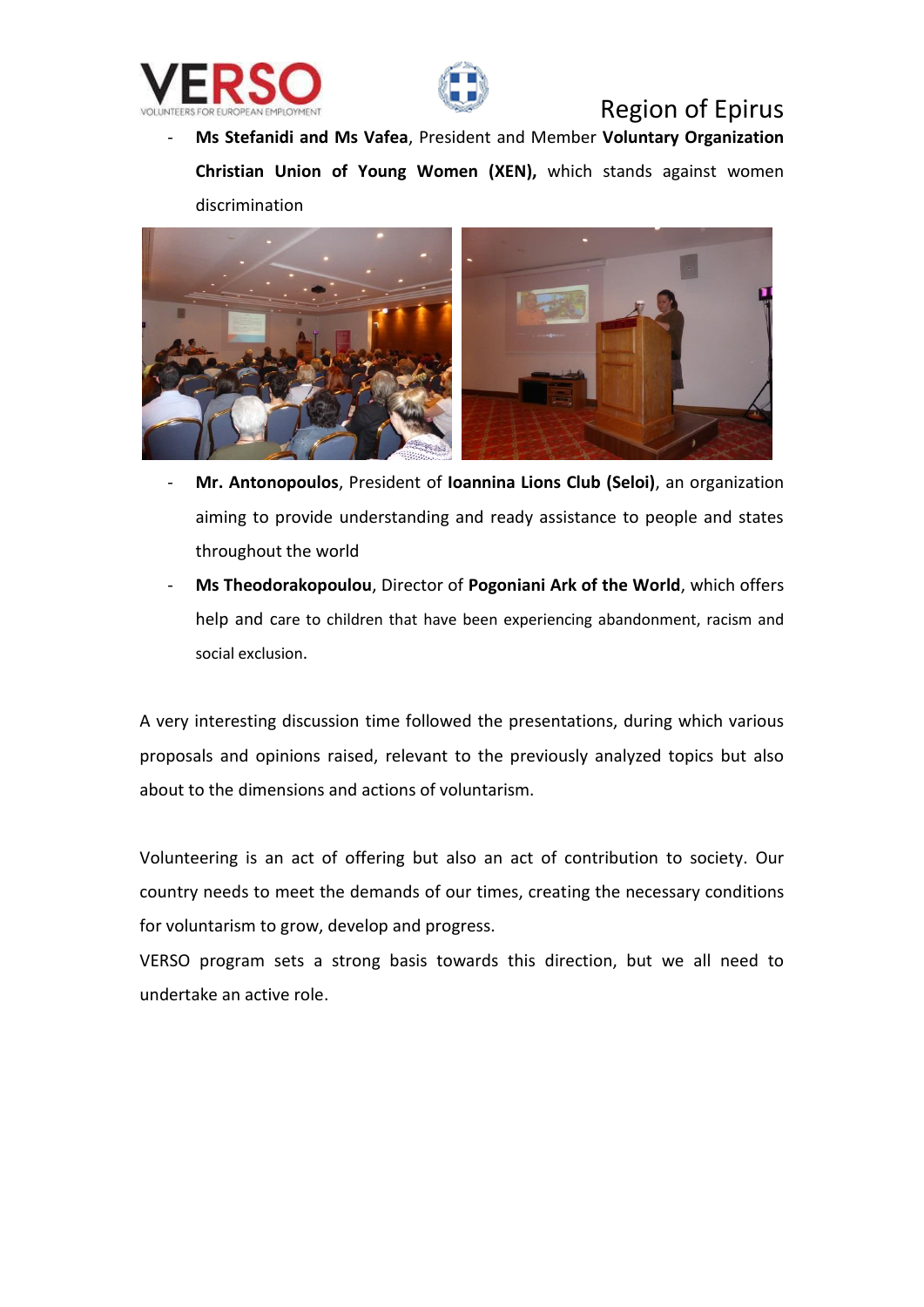- **Ms Stefanidi and Ms Vafea**, President and Member **Voluntary Organization Christian Union of Young Women (XEN),** which stands against women discrimination

- **Mr. Antonopoulos**, President of **Ioannina Lions Club (Seloi)**, an organization aiming to provide understanding and ready assistance to people and states throughout the world
- **Ms Theodorakopoulou**, Director of **Pogoniani Ark of the World**, which offers help and care to children that have been experiencing abandonment, racism and social exclusion.

A very interesting discussion time followed the presentations, during which various proposals and opinions raised, relevant to the previously analyzed topics but also about to the dimensions and actions of voluntarism.

Volunteering is an act of offering but also an act of contribution to society. Our country needs to meet the demands of our times, creating the necessary conditions for voluntarism to grow, develop and progress.

VERSO program sets a strong basis towards this direction, but we all need to undertake an active role.